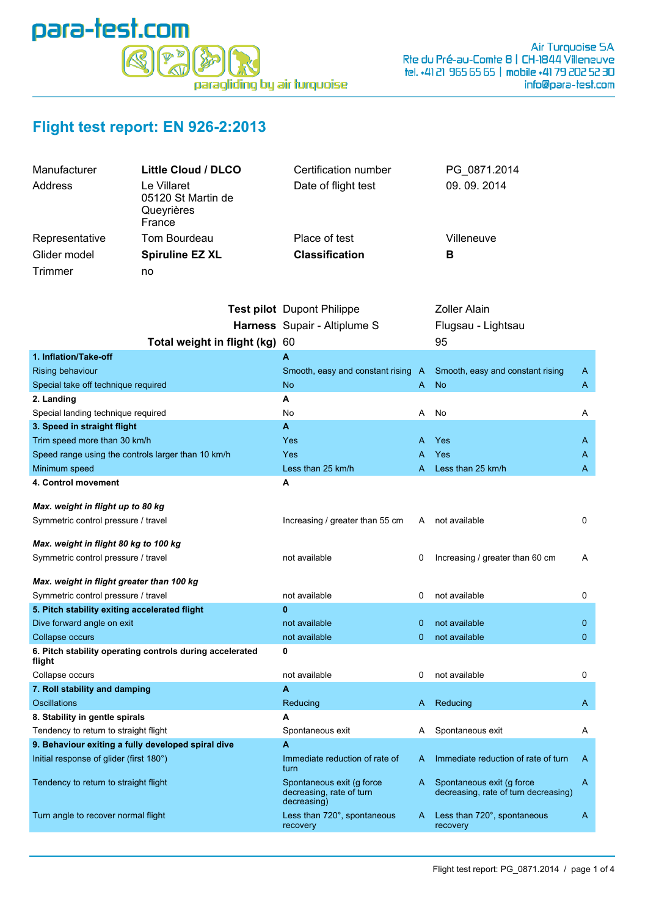para-test.com

paragliding by air turquoise

Air Turquoise SA
Rte du Pré-au-Comte 8 | CH-1844 Villeneuve
tel. +41 21 965 65 65 | mobile +41 79 202 52 30
info@para-test.com

# Flight test report: EN 926-2:2013

| | | | |
|---|---|---|---|
| Manufacturer | **Little Cloud / DLCO** | Certification number | PG_0871.2014 |
| Address | Le Villaret<br>05120 St Martin de Queyrières<br>France | Date of flight test | 09. 09. 2014 |
| Representative | Tom Bourdeau | Place of test | Villeneuve |
| Glider model | **Spiruline EZ XL** | **Classification** | **B** |
| Trimmer | no | | |

| | | | | |
|---|---|---|---|---|
| **Test pilot** | Dupont Philippe | | Zoller Alain | |
| **Harness** | Supair - Altiplume S | | Flugsau - Lightsau | |
| **Total weight in flight (kg)** | 60 | | 95 | |
| **1. Inflation/Take-off** | **A** | | | |
| Rising behaviour | Smooth, easy and constant rising | A | Smooth, easy and constant rising | A |
| Special take off technique required | No | A | No | A |
| **2. Landing** | **A** | | | |
| Special landing technique required | No | A | No | A |
| **3. Speed in straight flight** | **A** | | | |
| Trim speed more than 30 km/h | Yes | A | Yes | A |
| Speed range using the controls larger than 10 km/h | Yes | A | Yes | A |
| Minimum speed | Less than 25 km/h | A | Less than 25 km/h | A |
| **4. Control movement** | **A** | | | |
| ***Max. weight in flight up to 80 kg*** | | | | |
| Symmetric control pressure / travel | Increasing / greater than 55 cm | A | not available | 0 |
| ***Max. weight in flight 80 kg to 100 kg*** | | | | |
| Symmetric control pressure / travel | not available | 0 | Increasing / greater than 60 cm | A |
| ***Max. weight in flight greater than 100 kg*** | | | | |
| Symmetric control pressure / travel | not available | 0 | not available | 0 |
| **5. Pitch stability exiting accelerated flight** | **0** | | | |
| Dive forward angle on exit | not available | 0 | not available | 0 |
| Collapse occurs | not available | 0 | not available | 0 |
| **6. Pitch stability operating controls during accelerated flight** | **0** | | | |
| Collapse occurs | not available | 0 | not available | 0 |
| **7. Roll stability and damping** | **A** | | | |
| Oscillations | Reducing | A | Reducing | A |
| **8. Stability in gentle spirals** | **A** | | | |
| Tendency to return to straight flight | Spontaneous exit | A | Spontaneous exit | A |
| **9. Behaviour exiting a fully developed spiral dive** | **A** | | | |
| Initial response of glider (first 180°) | Immediate reduction of rate of turn | A | Immediate reduction of rate of turn | A |
| Tendency to return to straight flight | Spontaneous exit (g force decreasing, rate of turn decreasing) | A | Spontaneous exit (g force decreasing, rate of turn decreasing) | A |
| Turn angle to recover normal flight | Less than 720°, spontaneous recovery | A | Less than 720°, spontaneous recovery | A |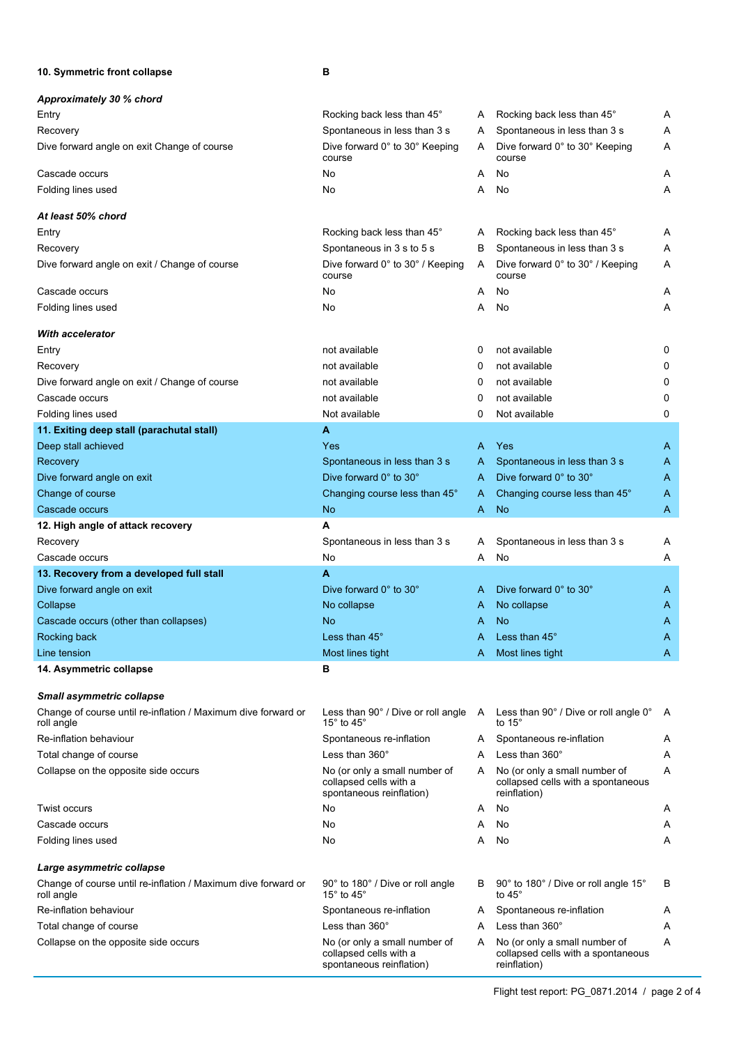| 10. Symmetric front collapse | B | | | |
|---|---|---|---|---|
| ***Approximately 30 % chord*** | | | | |
| Entry | Rocking back less than 45° | A | Rocking back less than 45° | A |
| Recovery | Spontaneous in less than 3 s | A | Spontaneous in less than 3 s | A |
| Dive forward angle on exit Change of course | Dive forward 0° to 30° Keeping course | A | Dive forward 0° to 30° Keeping course | A |
| Cascade occurs | No | A | No | A |
| Folding lines used | No | A | No | A |
| ***At least 50% chord*** | | | | |
| Entry | Rocking back less than 45° | A | Rocking back less than 45° | A |
| Recovery | Spontaneous in 3 s to 5 s | B | Spontaneous in less than 3 s | A |
| Dive forward angle on exit / Change of course | Dive forward 0° to 30° / Keeping course | A | Dive forward 0° to 30° / Keeping course | A |
| Cascade occurs | No | A | No | A |
| Folding lines used | No | A | No | A |
| ***With accelerator*** | | | | |
| Entry | not available | 0 | not available | 0 |
| Recovery | not available | 0 | not available | 0 |
| Dive forward angle on exit / Change of course | not available | 0 | not available | 0 |
| Cascade occurs | not available | 0 | not available | 0 |
| Folding lines used | Not available | 0 | Not available | 0 |
| **11. Exiting deep stall (parachutal stall)** | **A** | | | |
| Deep stall achieved | Yes | A | Yes | A |
| Recovery | Spontaneous in less than 3 s | A | Spontaneous in less than 3 s | A |
| Dive forward angle on exit | Dive forward 0° to 30° | A | Dive forward 0° to 30° | A |
| Change of course | Changing course less than 45° | A | Changing course less than 45° | A |
| Cascade occurs | No | A | No | A |
| **12. High angle of attack recovery** | **A** | | | |
| Recovery | Spontaneous in less than 3 s | A | Spontaneous in less than 3 s | A |
| Cascade occurs | No | A | No | A |
| **13. Recovery from a developed full stall** | **A** | | | |
| Dive forward angle on exit | Dive forward 0° to 30° | A | Dive forward 0° to 30° | A |
| Collapse | No collapse | A | No collapse | A |
| Cascade occurs (other than collapses) | No | A | No | A |
| Rocking back | Less than 45° | A | Less than 45° | A |
| Line tension | Most lines tight | A | Most lines tight | A |
| **14. Asymmetric collapse** | **B** | | | |
| ***Small asymmetric collapse*** | | | | |
| Change of course until re-inflation / Maximum dive forward or roll angle | Less than 90° / Dive or roll angle 15° to 45° | A | Less than 90° / Dive or roll angle 0° to 15° | A |
| Re-inflation behaviour | Spontaneous re-inflation | A | Spontaneous re-inflation | A |
| Total change of course | Less than 360° | A | Less than 360° | A |
| Collapse on the opposite side occurs | No (or only a small number of collapsed cells with a spontaneous reinflation) | A | No (or only a small number of collapsed cells with a spontaneous reinflation) | A |
| Twist occurs | No | A | No | A |
| Cascade occurs | No | A | No | A |
| Folding lines used | No | A | No | A |
| ***Large asymmetric collapse*** | | | | |
| Change of course until re-inflation / Maximum dive forward or roll angle | 90° to 180° / Dive or roll angle 15° to 45° | B | 90° to 180° / Dive or roll angle 15° to 45° | B |
| Re-inflation behaviour | Spontaneous re-inflation | A | Spontaneous re-inflation | A |
| Total change of course | Less than 360° | A | Less than 360° | A |
| Collapse on the opposite side occurs | No (or only a small number of collapsed cells with a spontaneous reinflation) | A | No (or only a small number of collapsed cells with a spontaneous reinflation) | A |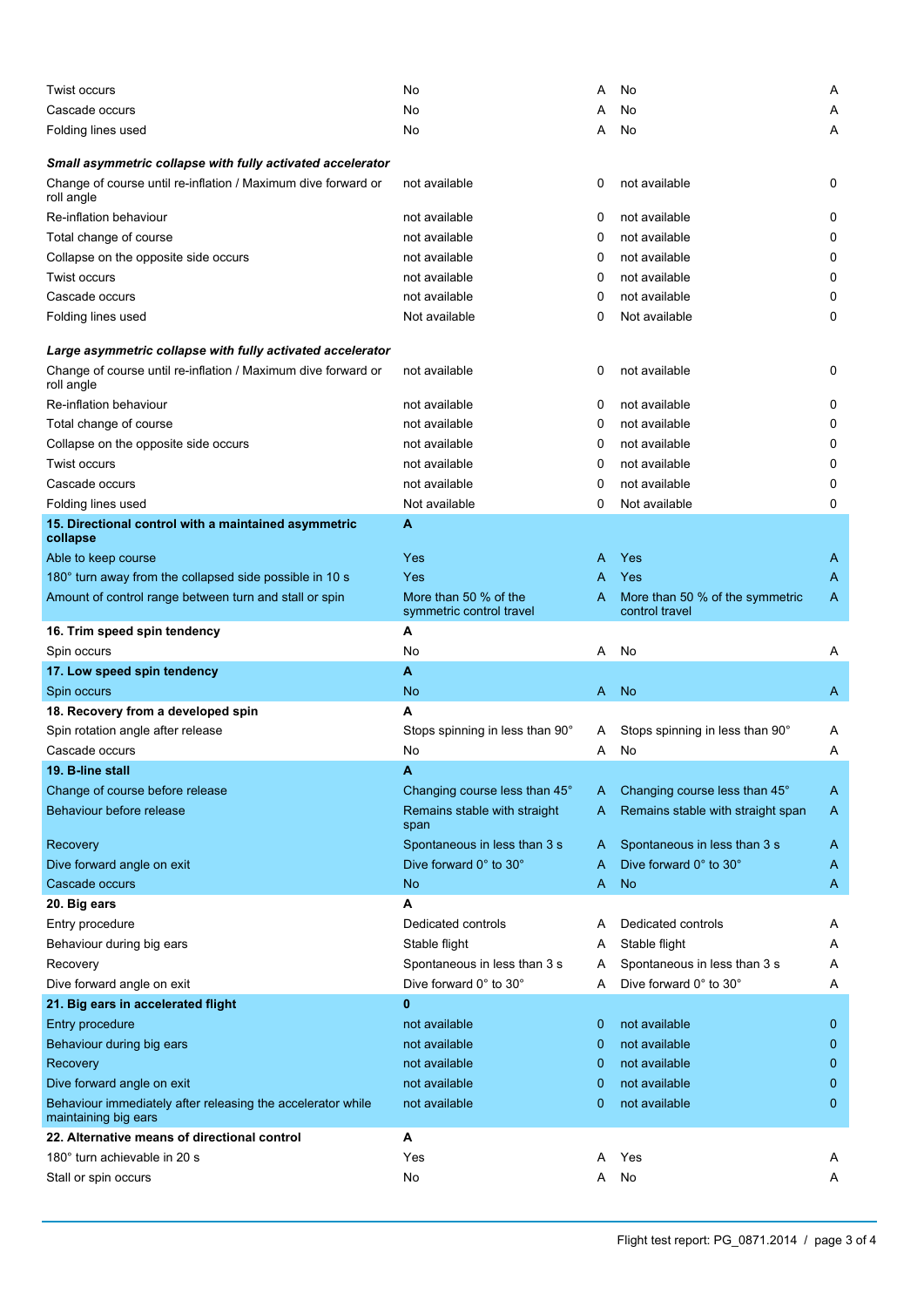| | | | | |
|---|---|---|---|---|
| Twist occurs | No | A | No | A |
| Cascade occurs | No | A | No | A |
| Folding lines used | No | A | No | A |
| ***Small asymmetric collapse with fully activated accelerator*** | | | | |
| Change of course until re-inflation / Maximum dive forward or roll angle | not available | 0 | not available | 0 |
| Re-inflation behaviour | not available | 0 | not available | 0 |
| Total change of course | not available | 0 | not available | 0 |
| Collapse on the opposite side occurs | not available | 0 | not available | 0 |
| Twist occurs | not available | 0 | not available | 0 |
| Cascade occurs | not available | 0 | not available | 0 |
| Folding lines used | Not available | 0 | Not available | 0 |
| ***Large asymmetric collapse with fully activated accelerator*** | | | | |
| Change of course until re-inflation / Maximum dive forward or roll angle | not available | 0 | not available | 0 |
| Re-inflation behaviour | not available | 0 | not available | 0 |
| Total change of course | not available | 0 | not available | 0 |
| Collapse on the opposite side occurs | not available | 0 | not available | 0 |
| Twist occurs | not available | 0 | not available | 0 |
| Cascade occurs | not available | 0 | not available | 0 |
| Folding lines used | Not available | 0 | Not available | 0 |
| **15. Directional control with a maintained asymmetric collapse** | **A** | | | |
| Able to keep course | Yes | A | Yes | A |
| 180° turn away from the collapsed side possible in 10 s | Yes | A | Yes | A |
| Amount of control range between turn and stall or spin | More than 50 % of the symmetric control travel | A | More than 50 % of the symmetric control travel | A |
| **16. Trim speed spin tendency** | **A** | | | |
| Spin occurs | No | A | No | A |
| **17. Low speed spin tendency** | **A** | | | |
| Spin occurs | No | A | No | A |
| **18. Recovery from a developed spin** | **A** | | | |
| Spin rotation angle after release | Stops spinning in less than 90° | A | Stops spinning in less than 90° | A |
| Cascade occurs | No | A | No | A |
| **19. B-line stall** | **A** | | | |
| Change of course before release | Changing course less than 45° | A | Changing course less than 45° | A |
| Behaviour before release | Remains stable with straight span | A | Remains stable with straight span | A |
| Recovery | Spontaneous in less than 3 s | A | Spontaneous in less than 3 s | A |
| Dive forward angle on exit | Dive forward 0° to 30° | A | Dive forward 0° to 30° | A |
| Cascade occurs | No | A | No | A |
| **20. Big ears** | **A** | | | |
| Entry procedure | Dedicated controls | A | Dedicated controls | A |
| Behaviour during big ears | Stable flight | A | Stable flight | A |
| Recovery | Spontaneous in less than 3 s | A | Spontaneous in less than 3 s | A |
| Dive forward angle on exit | Dive forward 0° to 30° | A | Dive forward 0° to 30° | A |
| **21. Big ears in accelerated flight** | **0** | | | |
| Entry procedure | not available | 0 | not available | 0 |
| Behaviour during big ears | not available | 0 | not available | 0 |
| Recovery | not available | 0 | not available | 0 |
| Dive forward angle on exit | not available | 0 | not available | 0 |
| Behaviour immediately after releasing the accelerator while maintaining big ears | not available | 0 | not available | 0 |
| **22. Alternative means of directional control** | **A** | | | |
| 180° turn achievable in 20 s | Yes | A | Yes | A |
| Stall or spin occurs | No | A | No | A |

Flight test report: PG_0871.2014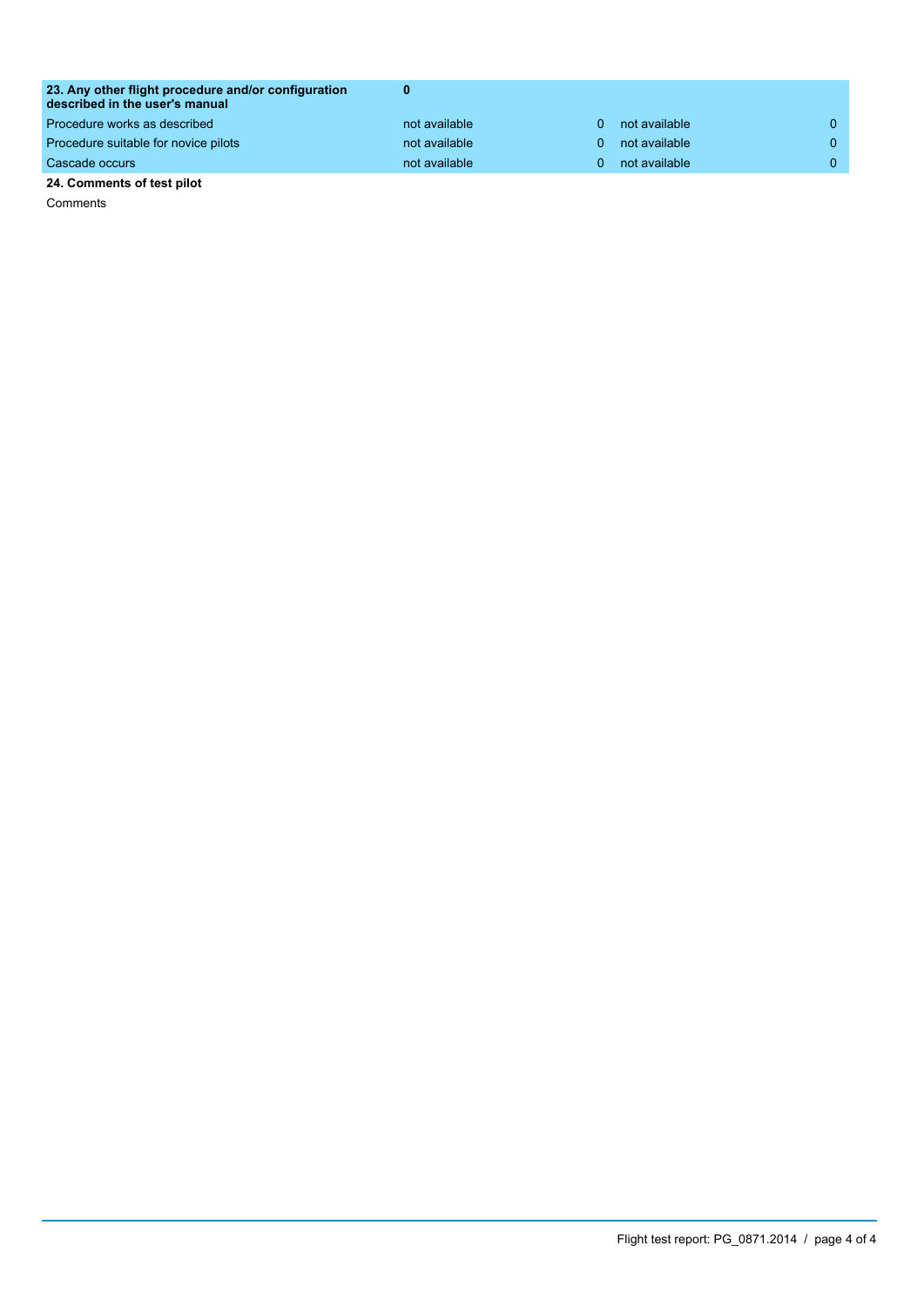| 23. Any other flight procedure and/or configuration described in the user's manual | 0 | | | |
|---|---|---|---|---|
| Procedure works as described | not available | 0 | not available | 0 |
| Procedure suitable for novice pilots | not available | 0 | not available | 0 |
| Cascade occurs | not available | 0 | not available | 0 |

**24. Comments of test pilot**

Comments